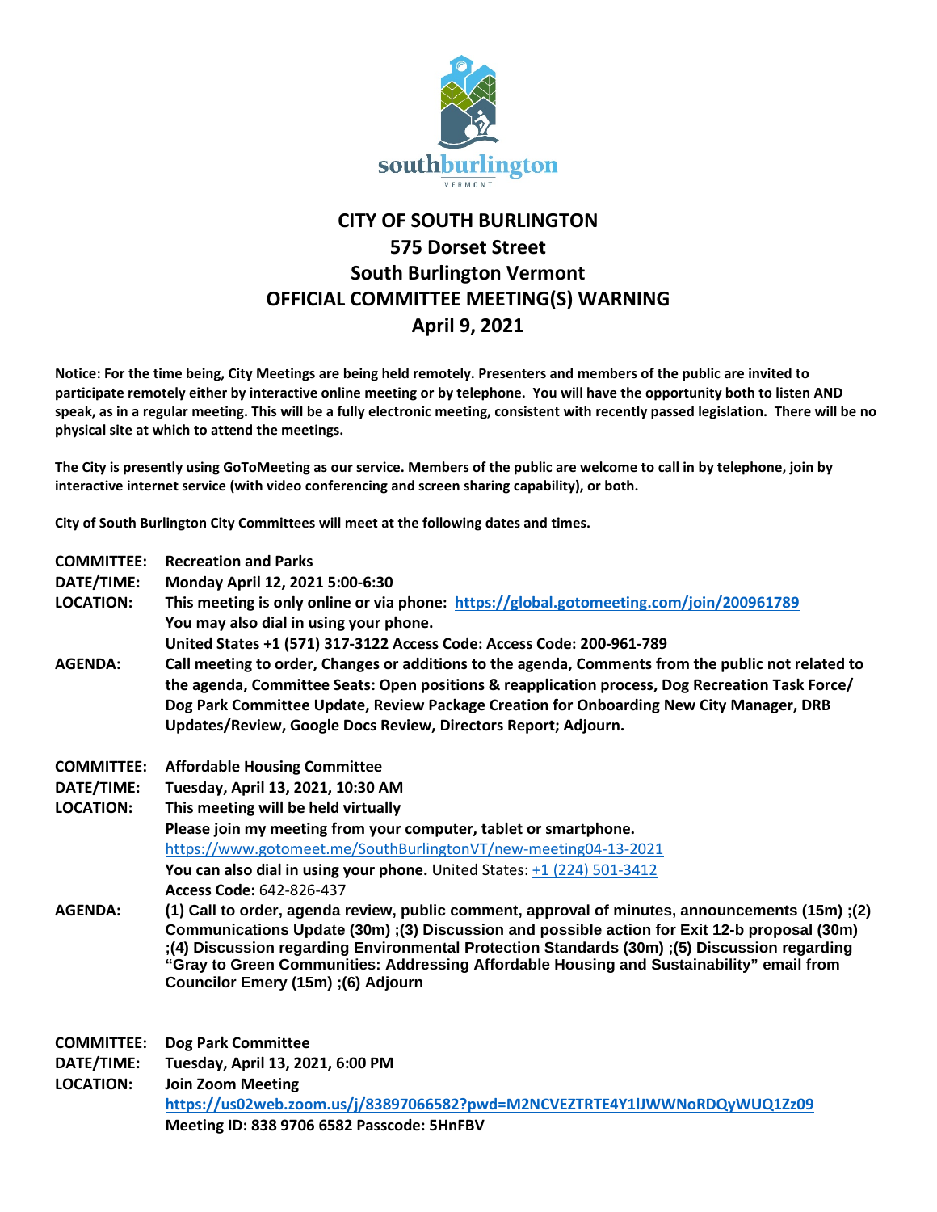# CITY OF SOUTH BURLINGTON
## 575 Dorset Street
## South Burlington Vermont
## OFFICIAL COMMITTEE MEETING(S) WARNING
## April 9, 2021

**Notice: For the time being, City Meetings are being held remotely. Presenters and members of the public are invited to participate remotely either by interactive online meeting or by telephone. You will have the opportunity both to listen AND speak, as in a regular meeting. This will be a fully electronic meeting, consistent with recently passed legislation. There will be no physical site at which to attend the meetings.**

**The City is presently using GoToMeeting as our service. Members of the public are welcome to call in by telephone, join by interactive internet service (with video conferencing and screen sharing capability), or both.**

**City of South Burlington City Committees will meet at the following dates and times.**

**COMMITTEE:** **Recreation and Parks**
**DATE/TIME:** **Monday April 12, 2021 5:00-6:30**
**LOCATION:** **This meeting is only online or via phone: https://global.gotomeeting.com/join/200961789**
**You may also dial in using your phone.**
**United States +1 (571) 317-3122 Access Code: Access Code: 200-961-789**
**AGENDA:** **Call meeting to order, Changes or additions to the agenda, Comments from the public not related to the agenda, Committee Seats: Open positions & reapplication process, Dog Recreation Task Force/ Dog Park Committee Update, Review Package Creation for Onboarding New City Manager, DRB Updates/Review, Google Docs Review, Directors Report; Adjourn.**

**COMMITTEE:** **Affordable Housing Committee**
**DATE/TIME:** **Tuesday, April 13, 2021, 10:30 AM**
**LOCATION:** **This meeting will be held virtually**
**Please join my meeting from your computer, tablet or smartphone.**
https://www.gotomeet.me/SouthBurlingtonVT/new-meeting04-13-2021
**You can also dial in using your phone.** United States: +1 (224) 501-3412
**Access Code:** 642-826-437
**AGENDA:** **(1) Call to order, agenda review, public comment, approval of minutes, announcements (15m) ;(2) Communications Update (30m) ;(3) Discussion and possible action for Exit 12-b proposal (30m) ;(4) Discussion regarding Environmental Protection Standards (30m) ;(5) Discussion regarding "Gray to Green Communities: Addressing Affordable Housing and Sustainability" email from Councilor Emery (15m) ;(6) Adjourn**

**COMMITTEE:** **Dog Park Committee**
**DATE/TIME:** **Tuesday, April 13, 2021, 6:00 PM**
**LOCATION:** **Join Zoom Meeting**
**https://us02web.zoom.us/j/83897066582?pwd=M2NCVEZTRTE4Y1lJWWNoRDQyWUQ1Zz09**
**Meeting ID: 838 9706 6582 Passcode: 5HnFBV**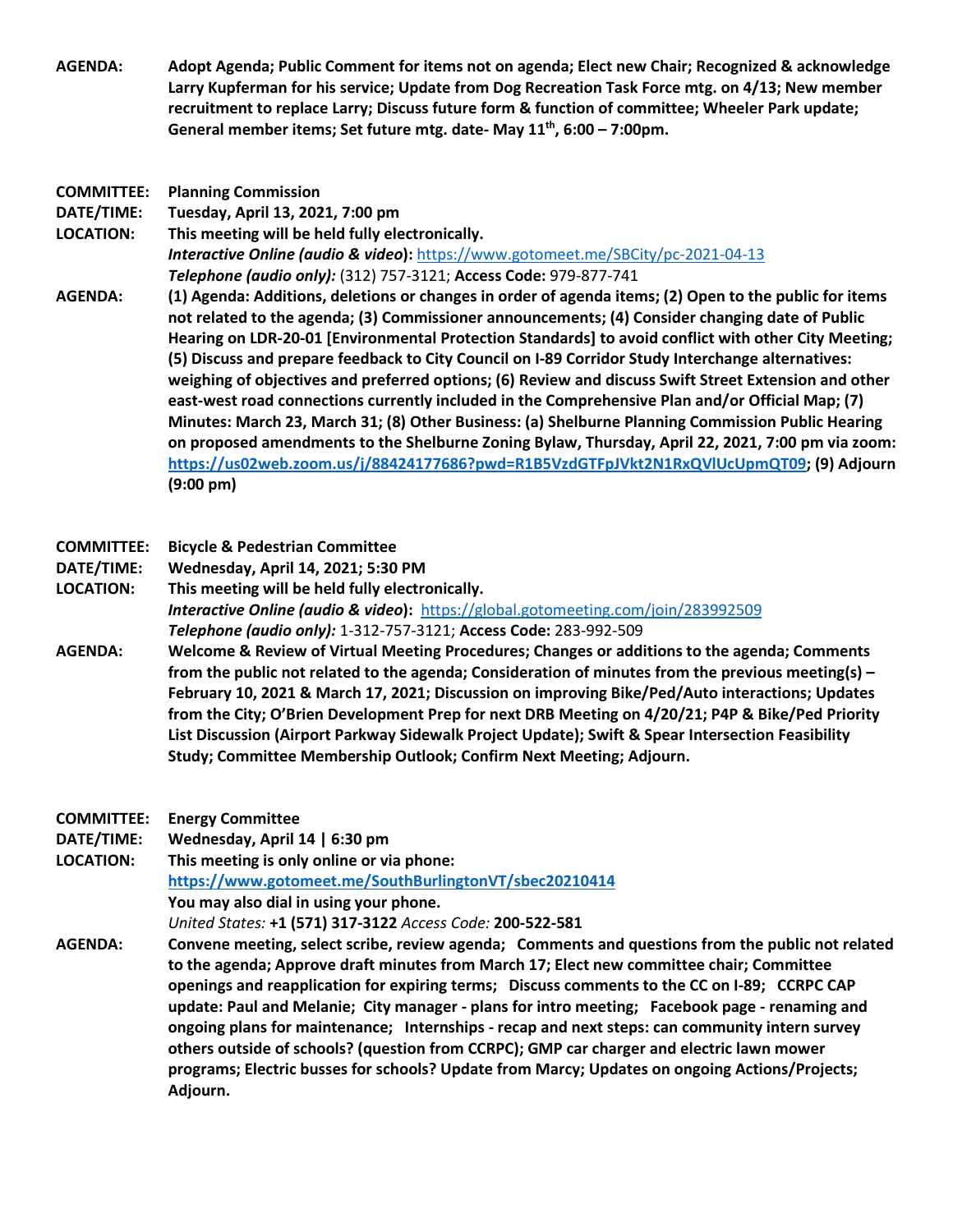**AGENDA:** **Adopt Agenda; Public Comment for items not on agenda; Elect new Chair; Recognized & acknowledge Larry Kupferman for his service; Update from Dog Recreation Task Force mtg. on 4/13; New member recruitment to replace Larry; Discuss future form & function of committee; Wheeler Park update; General member items; Set future mtg. date- May 11th, 6:00 – 7:00pm.**

**COMMITTEE:** **Planning Commission**
**DATE/TIME:** **Tuesday, April 13, 2021, 7:00 pm**
**LOCATION:** **This meeting will be held fully electronically.**
***Interactive Online (audio & video)*:** https://www.gotomeet.me/SBCity/pc-2021-04-13
***Telephone (audio only):*** (312) 757-3121; **Access Code:** 979-877-741
**AGENDA:** **(1) Agenda: Additions, deletions or changes in order of agenda items; (2) Open to the public for items not related to the agenda; (3) Commissioner announcements; (4) Consider changing date of Public Hearing on LDR-20-01 [Environmental Protection Standards] to avoid conflict with other City Meeting; (5) Discuss and prepare feedback to City Council on I-89 Corridor Study Interchange alternatives: weighing of objectives and preferred options; (6) Review and discuss Swift Street Extension and other east-west road connections currently included in the Comprehensive Plan and/or Official Map; (7) Minutes: March 23, March 31; (8) Other Business: (a) Shelburne Planning Commission Public Hearing on proposed amendments to the Shelburne Zoning Bylaw, Thursday, April 22, 2021, 7:00 pm via zoom: https://us02web.zoom.us/j/88424177686?pwd=R1B5VzdGTFpJVkt2N1RxQVlUcUpmQT09; (9) Adjourn (9:00 pm)**

**COMMITTEE:** **Bicycle & Pedestrian Committee**
**DATE/TIME:** **Wednesday, April 14, 2021; 5:30 PM**
**LOCATION:** **This meeting will be held fully electronically.**
***Interactive Online (audio & video)*:** https://global.gotomeeting.com/join/283992509
***Telephone (audio only):*** 1-312-757-3121; **Access Code:** 283-992-509
**AGENDA:** **Welcome & Review of Virtual Meeting Procedures; Changes or additions to the agenda; Comments from the public not related to the agenda; Consideration of minutes from the previous meeting(s) – February 10, 2021 & March 17, 2021; Discussion on improving Bike/Ped/Auto interactions; Updates from the City; O'Brien Development Prep for next DRB Meeting on 4/20/21; P4P & Bike/Ped Priority List Discussion (Airport Parkway Sidewalk Project Update); Swift & Spear Intersection Feasibility Study; Committee Membership Outlook; Confirm Next Meeting; Adjourn.**

**COMMITTEE:** **Energy Committee**
**DATE/TIME:** **Wednesday, April 14 | 6:30 pm**
**LOCATION:** **This meeting is only online or via phone:**
**https://www.gotomeet.me/SouthBurlingtonVT/sbec20210414**
**You may also dial in using your phone.**
*United States:* **+1 (571) 317-3122** *Access Code:* **200-522-581**
**AGENDA:** **Convene meeting, select scribe, review agenda; Comments and questions from the public not related to the agenda; Approve draft minutes from March 17; Elect new committee chair; Committee openings and reapplication for expiring terms; Discuss comments to the CC on I-89; CCRPC CAP update: Paul and Melanie; City manager - plans for intro meeting; Facebook page - renaming and ongoing plans for maintenance; Internships - recap and next steps: can community intern survey others outside of schools? (question from CCRPC); GMP car charger and electric lawn mower programs; Electric busses for schools? Update from Marcy; Updates on ongoing Actions/Projects; Adjourn.**